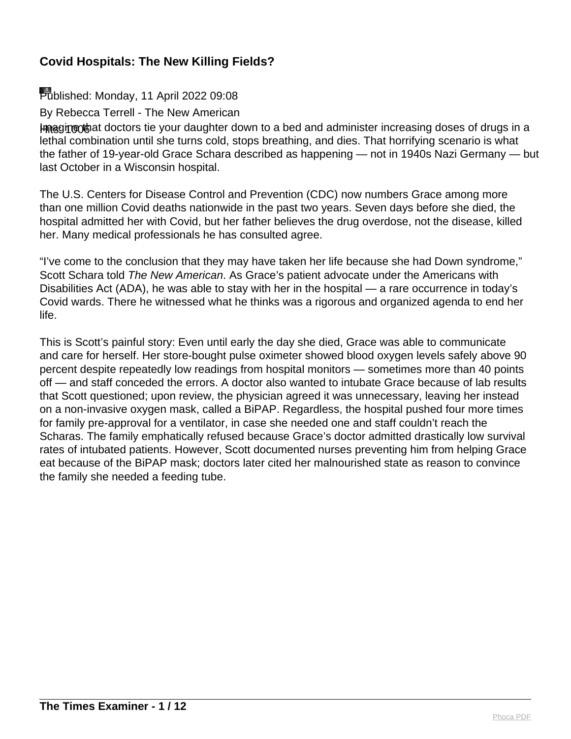# Covid Hospitals: The New Killing Fields?

Published: Monday, 11 April 2022 09:08

By Rebecca Terrell - The New American

Hits: 1006

Imagine that doctors tie your daughter down to a bed and administer increasing doses of drugs in a lethal combination until she turns cold, stops breathing, and dies. That horrifying scenario is what the father of 19-year-old Grace Schara described as happening — not in 1940s Nazi Germany — but last October in a Wisconsin hospital.

The U.S. Centers for Disease Control and Prevention (CDC) now numbers Grace among more than one million Covid deaths nationwide in the past two years. Seven days before she died, the hospital admitted her with Covid, but her father believes the drug overdose, not the disease, killed her. Many medical professionals he has consulted agree.

"I've come to the conclusion that they may have taken her life because she had Down syndrome," Scott Schara told *The New American*. As Grace's patient advocate under the Americans with Disabilities Act (ADA), he was able to stay with her in the hospital — a rare occurrence in today's Covid wards. There he witnessed what he thinks was a rigorous and organized agenda to end her life.

This is Scott's painful story: Even until early the day she died, Grace was able to communicate and care for herself. Her store-bought pulse oximeter showed blood oxygen levels safely above 90 percent despite repeatedly low readings from hospital monitors — sometimes more than 40 points off — and staff conceded the errors. A doctor also wanted to intubate Grace because of lab results that Scott questioned; upon review, the physician agreed it was unnecessary, leaving her instead on a non-invasive oxygen mask, called a BiPAP. Regardless, the hospital pushed four more times for family pre-approval for a ventilator, in case she needed one and staff couldn't reach the Scharas. The family emphatically refused because Grace's doctor admitted drastically low survival rates of intubated patients. However, Scott documented nurses preventing him from helping Grace eat because of the BiPAP mask; doctors later cited her malnourished state as reason to convince the family she needed a feeding tube.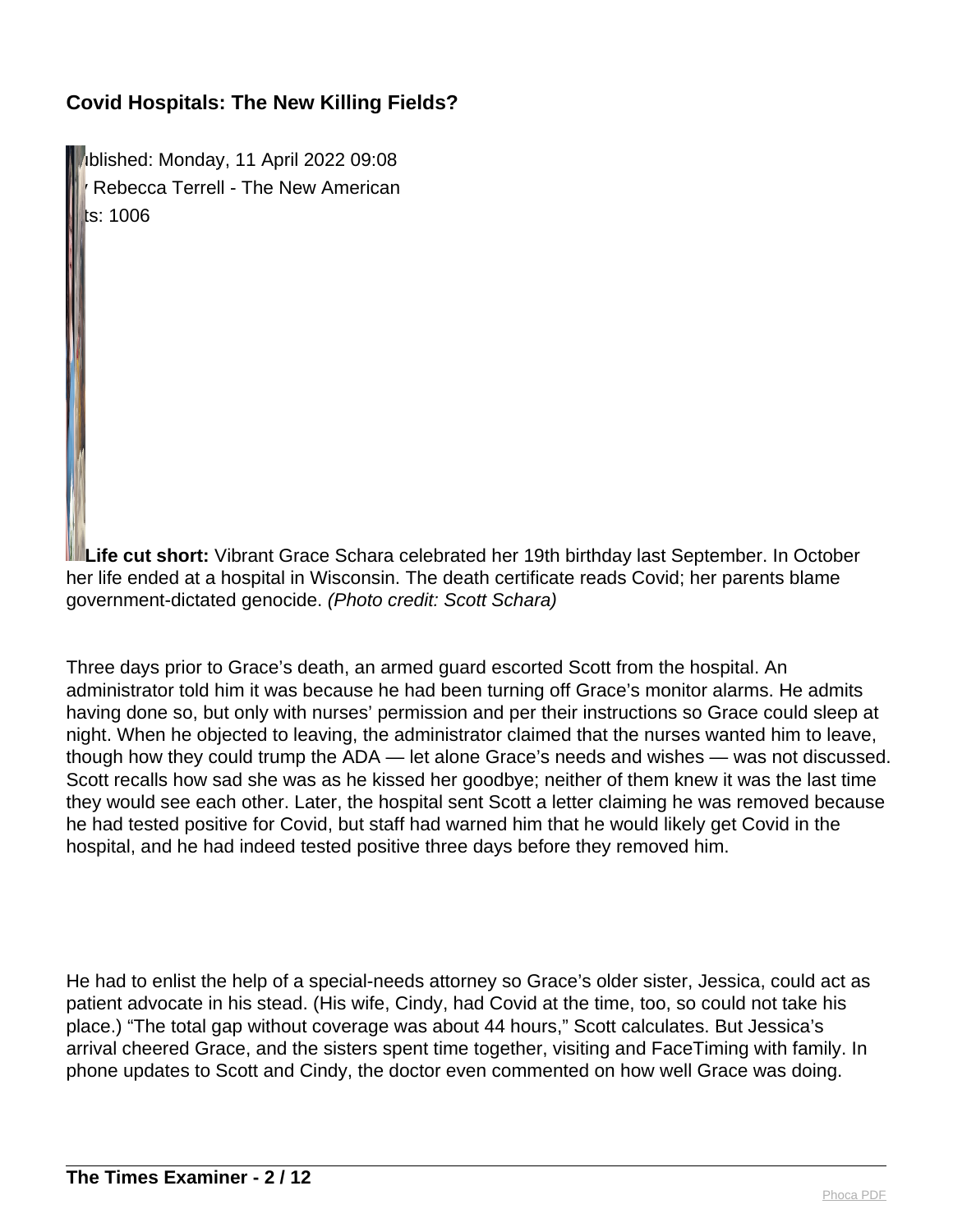**Covid Hospitals: The New Killing Fields?**

ıblished: Monday, 11 April 2022 09:08
 Rebecca Terrell - The New American
ts: 1006

**Life cut short:** Vibrant Grace Schara celebrated her 19th birthday last September. In October her life ended at a hospital in Wisconsin. The death certificate reads Covid; her parents blame government-dictated genocide. *(Photo credit: Scott Schara)*

Three days prior to Grace's death, an armed guard escorted Scott from the hospital. An administrator told him it was because he had been turning off Grace's monitor alarms. He admits having done so, but only with nurses' permission and per their instructions so Grace could sleep at night. When he objected to leaving, the administrator claimed that the nurses wanted him to leave, though how they could trump the ADA — let alone Grace's needs and wishes — was not discussed. Scott recalls how sad she was as he kissed her goodbye; neither of them knew it was the last time they would see each other. Later, the hospital sent Scott a letter claiming he was removed because he had tested positive for Covid, but staff had warned him that he would likely get Covid in the hospital, and he had indeed tested positive three days before they removed him.

He had to enlist the help of a special-needs attorney so Grace's older sister, Jessica, could act as patient advocate in his stead. (His wife, Cindy, had Covid at the time, too, so could not take his place.) "The total gap without coverage was about 44 hours," Scott calculates. But Jessica's arrival cheered Grace, and the sisters spent time together, visiting and FaceTiming with family. In phone updates to Scott and Cindy, the doctor even commented on how well Grace was doing.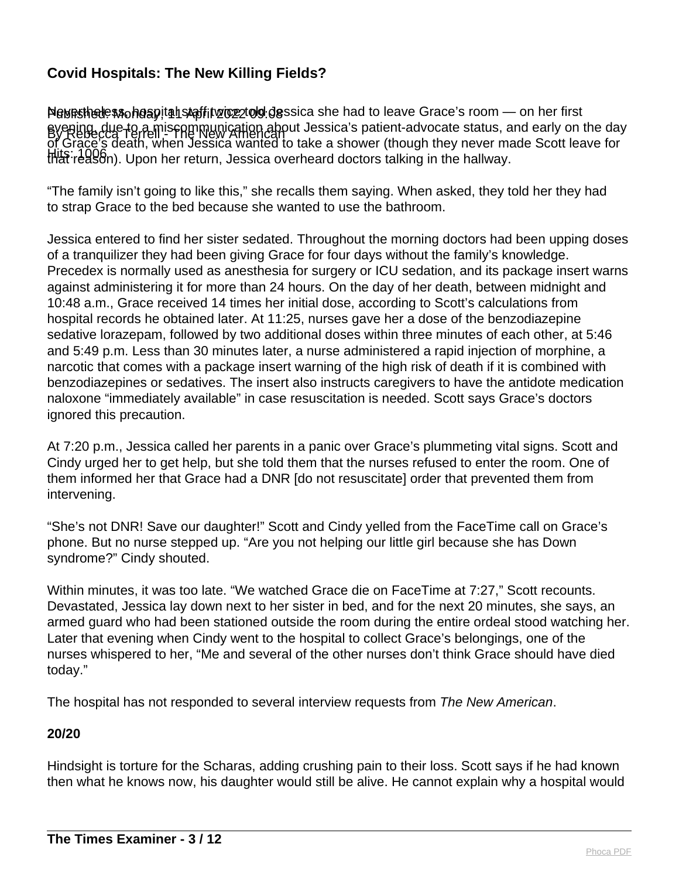Nevertheless, hospital staff twice told Jessica she had to leave Grace's room — on her first evening, due to a miscommunication about Jessica's patient-advocate status, and early on the day of Grace's death, when Jessica wanted to take a shower (though they never made Scott leave for that reason). Upon her return, Jessica overheard doctors talking in the hallway.

"The family isn't going to like this," she recalls them saying. When asked, they told her they had to strap Grace to the bed because she wanted to use the bathroom.

Jessica entered to find her sister sedated. Throughout the morning doctors had been upping doses of a tranquilizer they had been giving Grace for four days without the family's knowledge. Precedex is normally used as anesthesia for surgery or ICU sedation, and its package insert warns against administering it for more than 24 hours. On the day of her death, between midnight and 10:48 a.m., Grace received 14 times her initial dose, according to Scott's calculations from hospital records he obtained later. At 11:25, nurses gave her a dose of the benzodiazepine sedative lorazepam, followed by two additional doses within three minutes of each other, at 5:46 and 5:49 p.m. Less than 30 minutes later, a nurse administered a rapid injection of morphine, a narcotic that comes with a package insert warning of the high risk of death if it is combined with benzodiazepines or sedatives. The insert also instructs caregivers to have the antidote medication naloxone "immediately available" in case resuscitation is needed. Scott says Grace's doctors ignored this precaution.

At 7:20 p.m., Jessica called her parents in a panic over Grace's plummeting vital signs. Scott and Cindy urged her to get help, but she told them that the nurses refused to enter the room. One of them informed her that Grace had a DNR [do not resuscitate] order that prevented them from intervening.

"She's not DNR! Save our daughter!" Scott and Cindy yelled from the FaceTime call on Grace's phone. But no nurse stepped up. "Are you not helping our little girl because she has Down syndrome?" Cindy shouted.

Within minutes, it was too late. "We watched Grace die on FaceTime at 7:27," Scott recounts. Devastated, Jessica lay down next to her sister in bed, and for the next 20 minutes, she says, an armed guard who had been stationed outside the room during the entire ordeal stood watching her. Later that evening when Cindy went to the hospital to collect Grace's belongings, one of the nurses whispered to her, "Me and several of the other nurses don't think Grace should have died today."

The hospital has not responded to several interview requests from *The New American*.

**20/20**

Hindsight is torture for the Scharas, adding crushing pain to their loss. Scott says if he had known then what he knows now, his daughter would still be alive. He cannot explain why a hospital would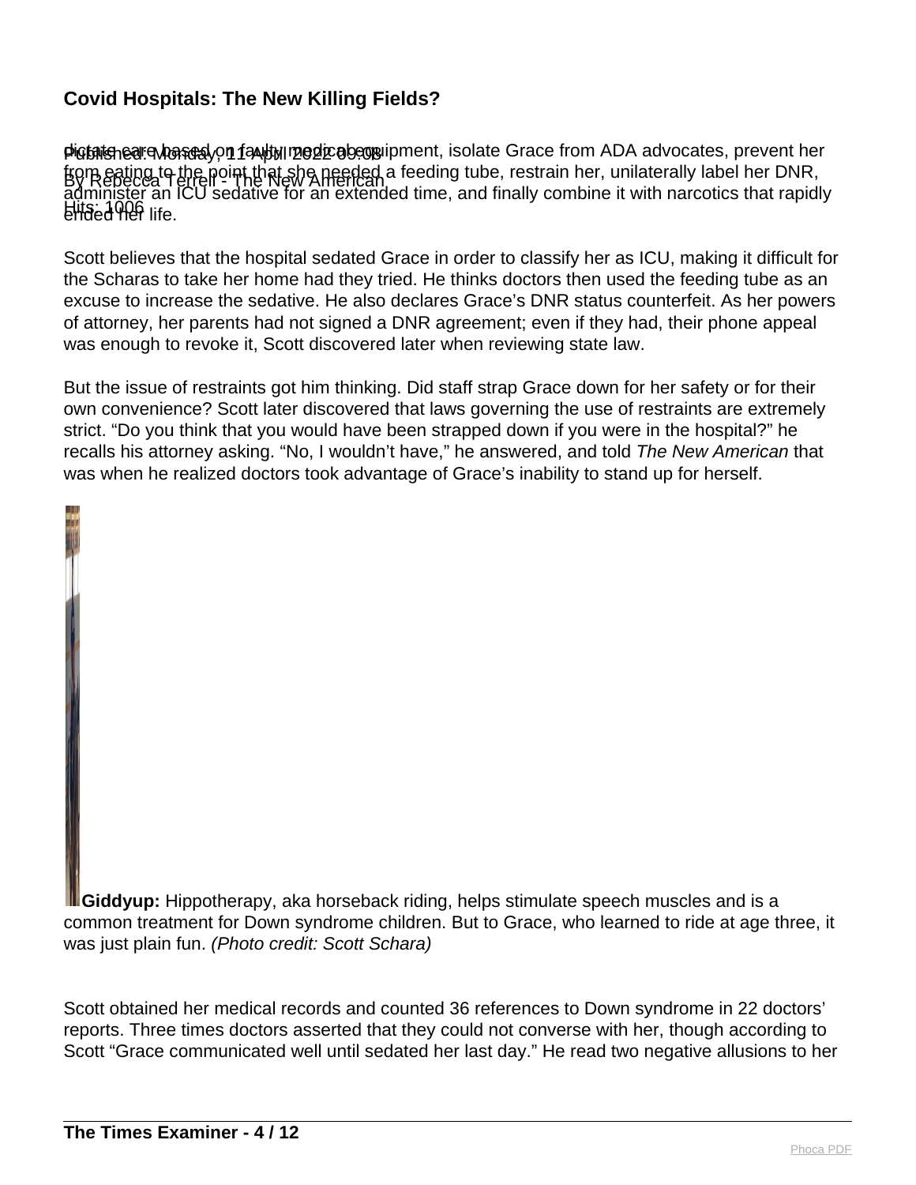dictate care based on faulty medical equipment, isolate Grace from ADA advocates, prevent her from eating to the point that she needed a feeding tube, restrain her, unilaterally label her DNR, administer an ICU sedative for an extended time, and finally combine it with narcotics that rapidly ended her life.

Scott believes that the hospital sedated Grace in order to classify her as ICU, making it difficult for the Scharas to take her home had they tried. He thinks doctors then used the feeding tube as an excuse to increase the sedative. He also declares Grace's DNR status counterfeit. As her powers of attorney, her parents had not signed a DNR agreement; even if they had, their phone appeal was enough to revoke it, Scott discovered later when reviewing state law.

But the issue of restraints got him thinking. Did staff strap Grace down for her safety or for their own convenience? Scott later discovered that laws governing the use of restraints are extremely strict. "Do you think that you would have been strapped down if you were in the hospital?" he recalls his attorney asking. "No, I wouldn't have," he answered, and told *The New American* that was when he realized doctors took advantage of Grace's inability to stand up for herself.

**Giddyup:** Hippotherapy, aka horseback riding, helps stimulate speech muscles and is a common treatment for Down syndrome children. But to Grace, who learned to ride at age three, it was just plain fun. *(Photo credit: Scott Schara)*

Scott obtained her medical records and counted 36 references to Down syndrome in 22 doctors' reports. Three times doctors asserted that they could not converse with her, though according to Scott "Grace communicated well until sedated her last day." He read two negative allusions to her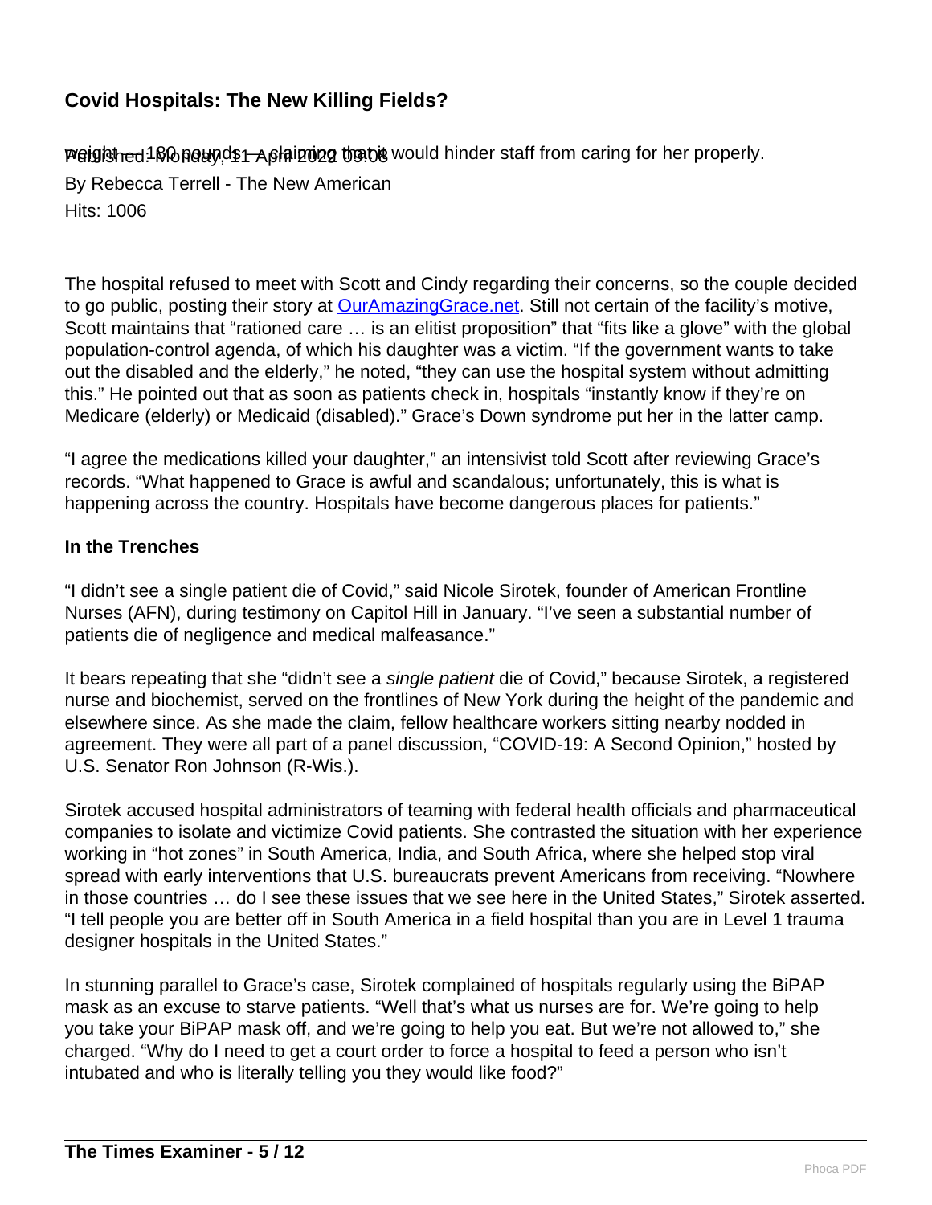weight — 180 pounds — claiming that it would hinder staff from caring for her properly.

The hospital refused to meet with Scott and Cindy regarding their concerns, so the couple decided to go public, posting their story at OurAmazingGrace.net. Still not certain of the facility's motive, Scott maintains that "rationed care … is an elitist proposition" that "fits like a glove" with the global population-control agenda, of which his daughter was a victim. "If the government wants to take out the disabled and the elderly," he noted, "they can use the hospital system without admitting this." He pointed out that as soon as patients check in, hospitals "instantly know if they're on Medicare (elderly) or Medicaid (disabled)." Grace's Down syndrome put her in the latter camp.

"I agree the medications killed your daughter," an intensivist told Scott after reviewing Grace's records. "What happened to Grace is awful and scandalous; unfortunately, this is what is happening across the country. Hospitals have become dangerous places for patients."

**In the Trenches**

"I didn't see a single patient die of Covid," said Nicole Sirotek, founder of American Frontline Nurses (AFN), during testimony on Capitol Hill in January. "I've seen a substantial number of patients die of negligence and medical malfeasance."

It bears repeating that she "didn't see a *single patient* die of Covid," because Sirotek, a registered nurse and biochemist, served on the frontlines of New York during the height of the pandemic and elsewhere since. As she made the claim, fellow healthcare workers sitting nearby nodded in agreement. They were all part of a panel discussion, "COVID-19: A Second Opinion," hosted by U.S. Senator Ron Johnson (R-Wis.).

Sirotek accused hospital administrators of teaming with federal health officials and pharmaceutical companies to isolate and victimize Covid patients. She contrasted the situation with her experience working in "hot zones" in South America, India, and South Africa, where she helped stop viral spread with early interventions that U.S. bureaucrats prevent Americans from receiving. "Nowhere in those countries … do I see these issues that we see here in the United States," Sirotek asserted. "I tell people you are better off in South America in a field hospital than you are in Level 1 trauma designer hospitals in the United States."

In stunning parallel to Grace's case, Sirotek complained of hospitals regularly using the BiPAP mask as an excuse to starve patients. "Well that's what us nurses are for. We're going to help you take your BiPAP mask off, and we're going to help you eat. But we're not allowed to," she charged. "Why do I need to get a court order to force a hospital to feed a person who isn't intubated and who is literally telling you they would like food?"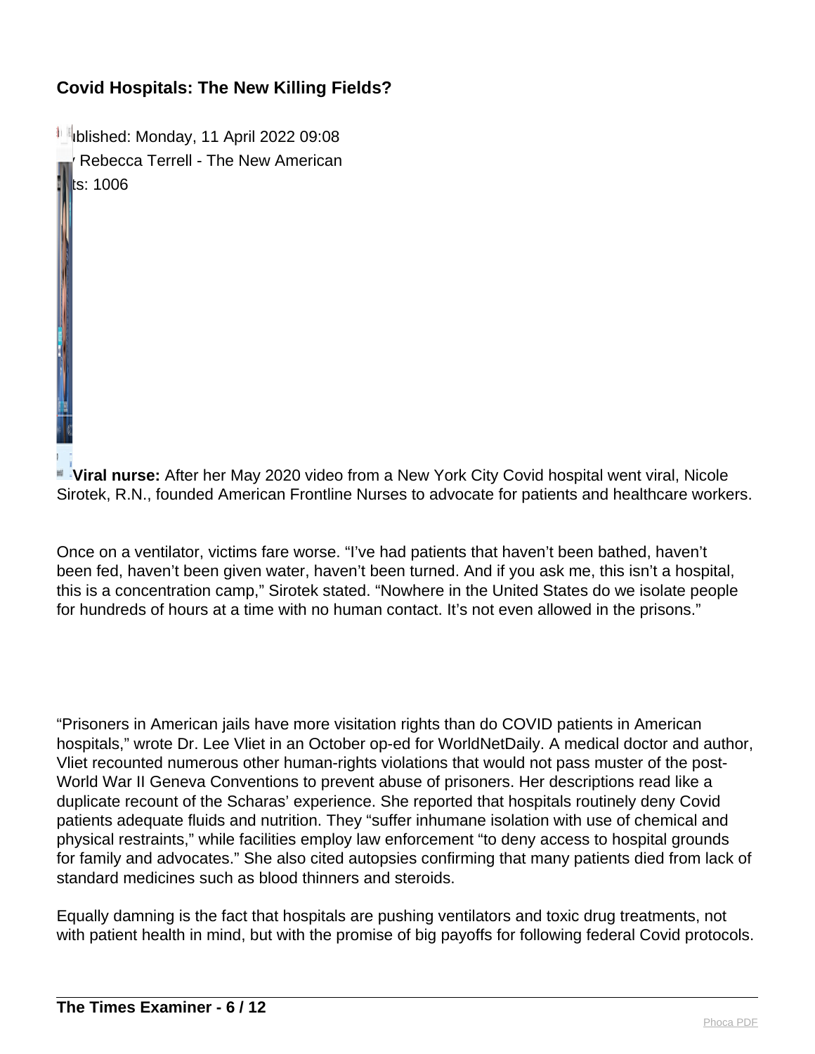## Covid Hospitals: The New Killing Fields?

ublished: Monday, 11 April 2022 09:08
 Rebecca Terrell - The New American
ts: 1006

**Viral nurse:** After her May 2020 video from a New York City Covid hospital went viral, Nicole Sirotek, R.N., founded American Frontline Nurses to advocate for patients and healthcare workers.

Once on a ventilator, victims fare worse. "I've had patients that haven't been bathed, haven't been fed, haven't been given water, haven't been turned. And if you ask me, this isn't a hospital, this is a concentration camp," Sirotek stated. "Nowhere in the United States do we isolate people for hundreds of hours at a time with no human contact. It's not even allowed in the prisons."

"Prisoners in American jails have more visitation rights than do COVID patients in American hospitals," wrote Dr. Lee Vliet in an October op-ed for WorldNetDaily. A medical doctor and author, Vliet recounted numerous other human-rights violations that would not pass muster of the post-World War II Geneva Conventions to prevent abuse of prisoners. Her descriptions read like a duplicate recount of the Scharas' experience. She reported that hospitals routinely deny Covid patients adequate fluids and nutrition. They "suffer inhumane isolation with use of chemical and physical restraints," while facilities employ law enforcement "to deny access to hospital grounds for family and advocates." She also cited autopsies confirming that many patients died from lack of standard medicines such as blood thinners and steroids.

Equally damning is the fact that hospitals are pushing ventilators and toxic drug treatments, not with patient health in mind, but with the promise of big payoffs for following federal Covid protocols.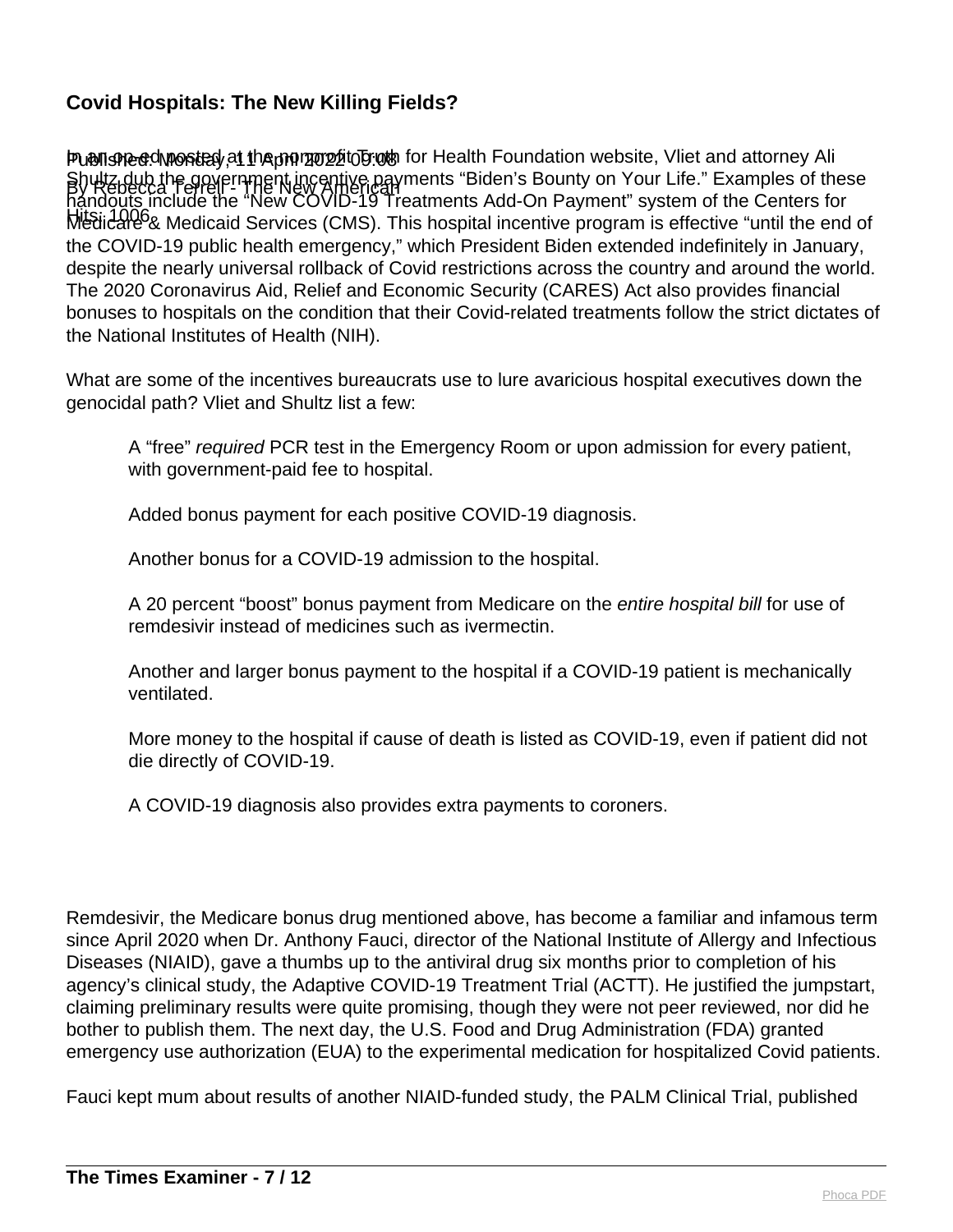## Covid Hospitals: The New Killing Fields?

Published: Monday, 11 April 2022 09:08
By Rebecca Terrell - The New American
Hits: 1006

In an op-ed posted at the nonprofit Truth for Health Foundation website, Vliet and attorney Ali Shultz dub the government incentive payments "Biden's Bounty on Your Life." Examples of these handouts include the "New COVID-19 Treatments Add-On Payment" system of the Centers for Medicare & Medicaid Services (CMS). This hospital incentive program is effective "until the end of the COVID-19 public health emergency," which President Biden extended indefinitely in January, despite the nearly universal rollback of Covid restrictions across the country and around the world. The 2020 Coronavirus Aid, Relief and Economic Security (CARES) Act also provides financial bonuses to hospitals on the condition that their Covid-related treatments follow the strict dictates of the National Institutes of Health (NIH).

What are some of the incentives bureaucrats use to lure avaricious hospital executives down the genocidal path? Vliet and Shultz list a few:

> A "free" *required* PCR test in the Emergency Room or upon admission for every patient, with government-paid fee to hospital.
>
> Added bonus payment for each positive COVID-19 diagnosis.
>
> Another bonus for a COVID-19 admission to the hospital.
>
> A 20 percent "boost" bonus payment from Medicare on the *entire hospital bill* for use of remdesivir instead of medicines such as ivermectin.
>
> Another and larger bonus payment to the hospital if a COVID-19 patient is mechanically ventilated.
>
> More money to the hospital if cause of death is listed as COVID-19, even if patient did not die directly of COVID-19.
>
> A COVID-19 diagnosis also provides extra payments to coroners.

Remdesivir, the Medicare bonus drug mentioned above, has become a familiar and infamous term since April 2020 when Dr. Anthony Fauci, director of the National Institute of Allergy and Infectious Diseases (NIAID), gave a thumbs up to the antiviral drug six months prior to completion of his agency's clinical study, the Adaptive COVID-19 Treatment Trial (ACTT). He justified the jumpstart, claiming preliminary results were quite promising, though they were not peer reviewed, nor did he bother to publish them. The next day, the U.S. Food and Drug Administration (FDA) granted emergency use authorization (EUA) to the experimental medication for hospitalized Covid patients.

Fauci kept mum about results of another NIAID-funded study, the PALM Clinical Trial, published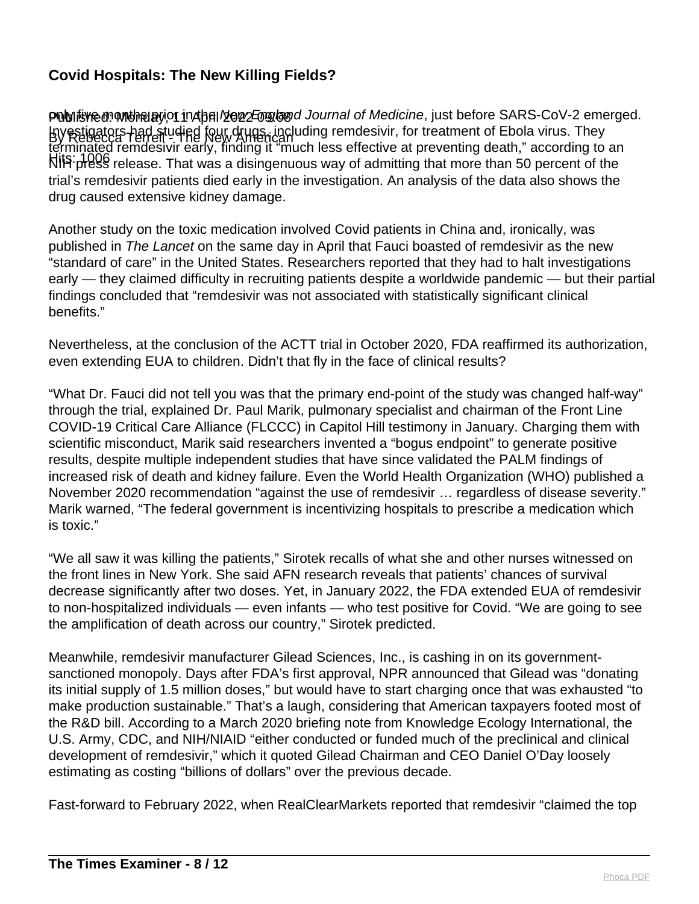only five months prior in the *New England Journal of Medicine*, just before SARS-CoV-2 emerged. Investigators had studied four drugs, including remdesivir, for treatment of Ebola virus. They terminated remdesivir early, finding it "much less effective at preventing death," according to an NIH press release. That was a disingenuous way of admitting that more than 50 percent of the trial's remdesivir patients died early in the investigation. An analysis of the data also shows the drug caused extensive kidney damage.

Another study on the toxic medication involved Covid patients in China and, ironically, was published in *The Lancet* on the same day in April that Fauci boasted of remdesivir as the new "standard of care" in the United States. Researchers reported that they had to halt investigations early — they claimed difficulty in recruiting patients despite a worldwide pandemic — but their partial findings concluded that "remdesivir was not associated with statistically significant clinical benefits."

Nevertheless, at the conclusion of the ACTT trial in October 2020, FDA reaffirmed its authorization, even extending EUA to children. Didn't that fly in the face of clinical results?

"What Dr. Fauci did not tell you was that the primary end-point of the study was changed half-way" through the trial, explained Dr. Paul Marik, pulmonary specialist and chairman of the Front Line COVID-19 Critical Care Alliance (FLCCC) in Capitol Hill testimony in January. Charging them with scientific misconduct, Marik said researchers invented a "bogus endpoint" to generate positive results, despite multiple independent studies that have since validated the PALM findings of increased risk of death and kidney failure. Even the World Health Organization (WHO) published a November 2020 recommendation "against the use of remdesivir … regardless of disease severity." Marik warned, "The federal government is incentivizing hospitals to prescribe a medication which is toxic."

"We all saw it was killing the patients," Sirotek recalls of what she and other nurses witnessed on the front lines in New York. She said AFN research reveals that patients' chances of survival decrease significantly after two doses. Yet, in January 2022, the FDA extended EUA of remdesivir to non-hospitalized individuals — even infants — who test positive for Covid. "We are going to see the amplification of death across our country," Sirotek predicted.

Meanwhile, remdesivir manufacturer Gilead Sciences, Inc., is cashing in on its government-sanctioned monopoly. Days after FDA's first approval, NPR announced that Gilead was "donating its initial supply of 1.5 million doses," but would have to start charging once that was exhausted "to make production sustainable." That's a laugh, considering that American taxpayers footed most of the R&D bill. According to a March 2020 briefing note from Knowledge Ecology International, the U.S. Army, CDC, and NIH/NIAID "either conducted or funded much of the preclinical and clinical development of remdesivir," which it quoted Gilead Chairman and CEO Daniel O'Day loosely estimating as costing "billions of dollars" over the previous decade.

Fast-forward to February 2022, when RealClearMarkets reported that remdesivir "claimed the top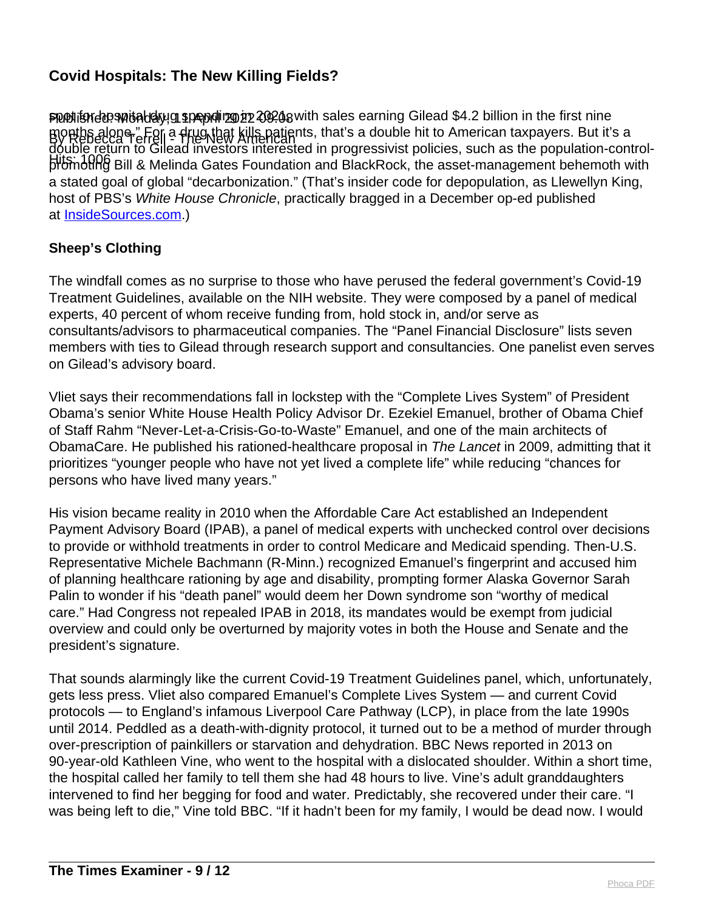spot for hospital drug spending in 2021, with sales earning Gilead $4.2 billion in the first nine months alone." For a drug that kills patients, that's a double hit to American taxpayers. But it's a double return to Gilead investors interested in progressivist policies, such as the population-control-promoting Bill & Melinda Gates Foundation and BlackRock, the asset-management behemoth with a stated goal of global "decarbonization." (That's insider code for depopulation, as Llewellyn King, host of PBS's *White House Chronicle*, practically bragged in a December op-ed published at [InsideSources.com](InsideSources.com).)

**Sheep's Clothing**

The windfall comes as no surprise to those who have perused the federal government's Covid-19 Treatment Guidelines, available on the NIH website. They were composed by a panel of medical experts, 40 percent of whom receive funding from, hold stock in, and/or serve as consultants/advisors to pharmaceutical companies. The "Panel Financial Disclosure" lists seven members with ties to Gilead through research support and consultancies. One panelist even serves on Gilead's advisory board.

Vliet says their recommendations fall in lockstep with the "Complete Lives System" of President Obama's senior White House Health Policy Advisor Dr. Ezekiel Emanuel, brother of Obama Chief of Staff Rahm "Never-Let-a-Crisis-Go-to-Waste" Emanuel, and one of the main architects of ObamaCare. He published his rationed-healthcare proposal in *The Lancet* in 2009, admitting that it prioritizes "younger people who have not yet lived a complete life" while reducing "chances for persons who have lived many years."

His vision became reality in 2010 when the Affordable Care Act established an Independent Payment Advisory Board (IPAB), a panel of medical experts with unchecked control over decisions to provide or withhold treatments in order to control Medicare and Medicaid spending. Then-U.S. Representative Michele Bachmann (R-Minn.) recognized Emanuel's fingerprint and accused him of planning healthcare rationing by age and disability, prompting former Alaska Governor Sarah Palin to wonder if his "death panel" would deem her Down syndrome son "worthy of medical care." Had Congress not repealed IPAB in 2018, its mandates would be exempt from judicial overview and could only be overturned by majority votes in both the House and Senate and the president's signature.

That sounds alarmingly like the current Covid-19 Treatment Guidelines panel, which, unfortunately, gets less press. Vliet also compared Emanuel's Complete Lives System — and current Covid protocols — to England's infamous Liverpool Care Pathway (LCP), in place from the late 1990s until 2014. Peddled as a death-with-dignity protocol, it turned out to be a method of murder through over-prescription of painkillers or starvation and dehydration. BBC News reported in 2013 on 90-year-old Kathleen Vine, who went to the hospital with a dislocated shoulder. Within a short time, the hospital called her family to tell them she had 48 hours to live. Vine's adult granddaughters intervened to find her begging for food and water. Predictably, she recovered under their care. "I was being left to die," Vine told BBC. "If it hadn't been for my family, I would be dead now. I would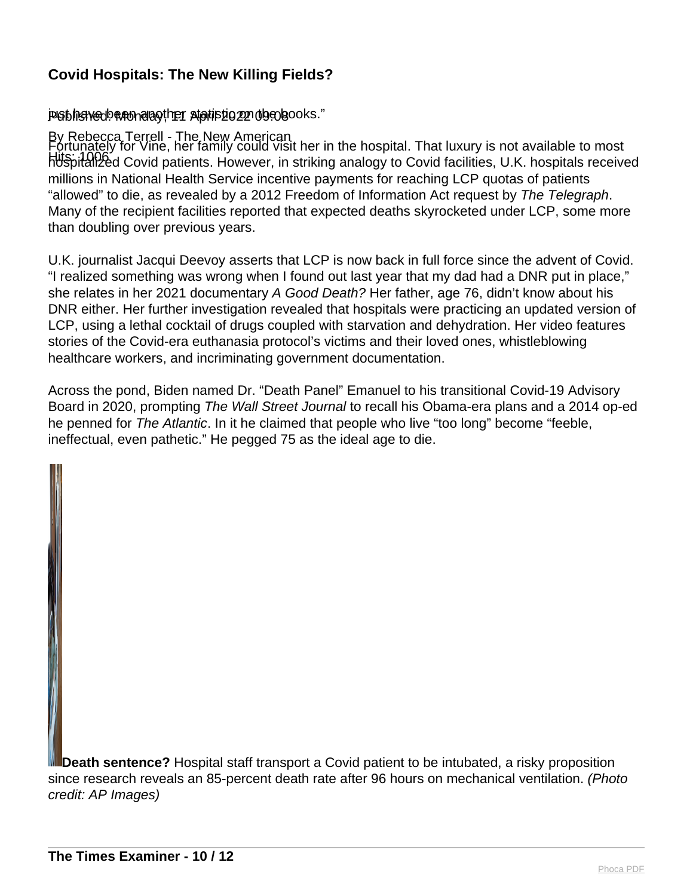just have been another statistic on the books."

Fortunately for Vine, her family could visit her in the hospital. That luxury is not available to most hospitalized Covid patients. However, in striking analogy to Covid facilities, U.K. hospitals received millions in National Health Service incentive payments for reaching LCP quotas of patients "allowed" to die, as revealed by a 2012 Freedom of Information Act request by *The Telegraph*. Many of the recipient facilities reported that expected deaths skyrocketed under LCP, some more than doubling over previous years.

U.K. journalist Jacqui Deevoy asserts that LCP is now back in full force since the advent of Covid. "I realized something was wrong when I found out last year that my dad had a DNR put in place," she relates in her 2021 documentary *A Good Death?* Her father, age 76, didn't know about his DNR either. Her further investigation revealed that hospitals were practicing an updated version of LCP, using a lethal cocktail of drugs coupled with starvation and dehydration. Her video features stories of the Covid-era euthanasia protocol's victims and their loved ones, whistleblowing healthcare workers, and incriminating government documentation.

Across the pond, Biden named Dr. "Death Panel" Emanuel to his transitional Covid-19 Advisory Board in 2020, prompting *The Wall Street Journal* to recall his Obama-era plans and a 2014 op-ed he penned for *The Atlantic*. In it he claimed that people who live "too long" become "feeble, ineffectual, even pathetic." He pegged 75 as the ideal age to die.

**Death sentence?** Hospital staff transport a Covid patient to be intubated, a risky proposition since research reveals an 85-percent death rate after 96 hours on mechanical ventilation. *(Photo credit: AP Images)*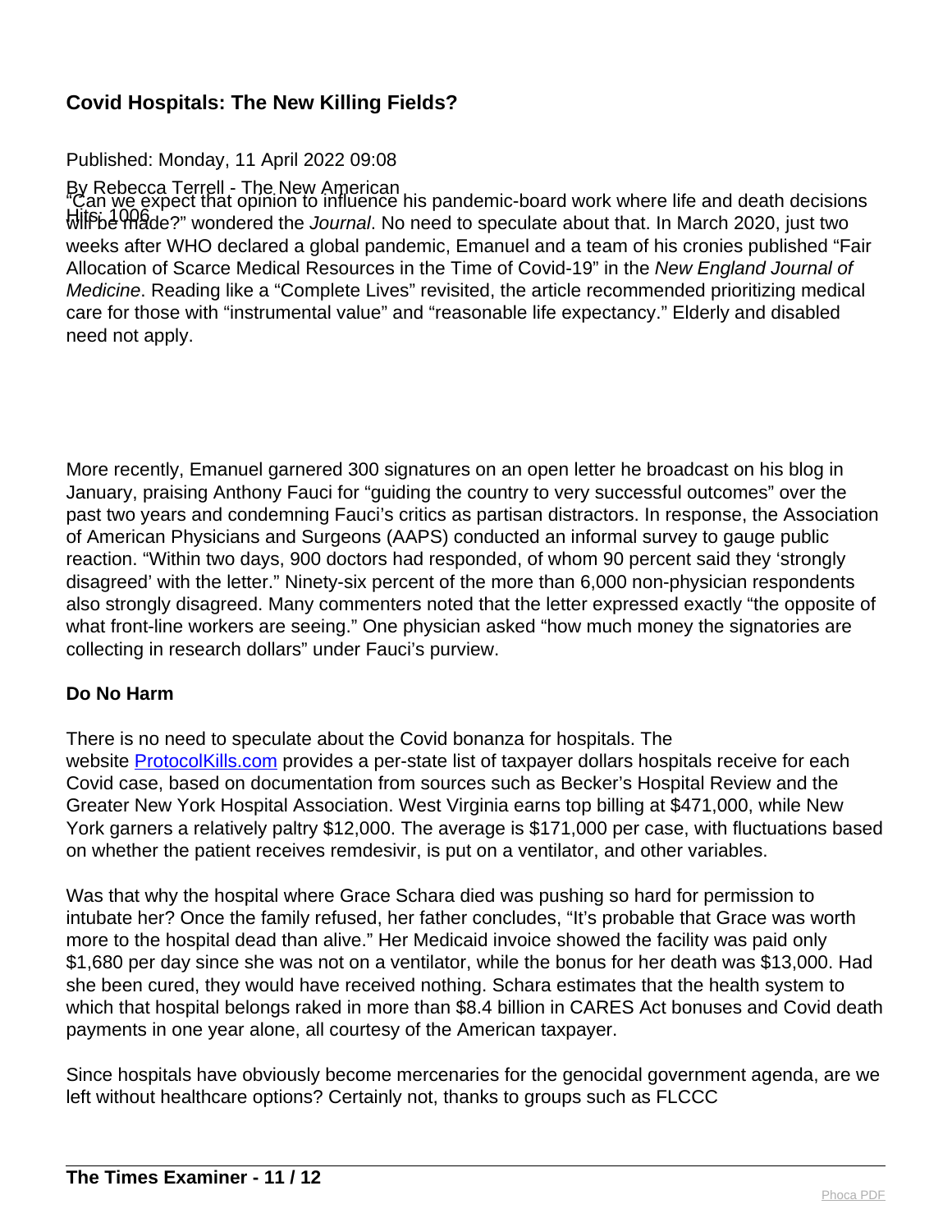## Covid Hospitals: The New Killing Fields?

Published: Monday, 11 April 2022 09:08

By Rebecca Terrell - The New American

Hits: 1006

"Can we expect that opinion to influence his pandemic-board work where life and death decisions will be made?" wondered the *Journal*. No need to speculate about that. In March 2020, just two weeks after WHO declared a global pandemic, Emanuel and a team of his cronies published "Fair Allocation of Scarce Medical Resources in the Time of Covid-19" in the *New England Journal of Medicine*. Reading like a "Complete Lives" revisited, the article recommended prioritizing medical care for those with "instrumental value" and "reasonable life expectancy." Elderly and disabled need not apply.

More recently, Emanuel garnered 300 signatures on an open letter he broadcast on his blog in January, praising Anthony Fauci for "guiding the country to very successful outcomes" over the past two years and condemning Fauci's critics as partisan distractors. In response, the Association of American Physicians and Surgeons (AAPS) conducted an informal survey to gauge public reaction. "Within two days, 900 doctors had responded, of whom 90 percent said they 'strongly disagreed' with the letter." Ninety-six percent of the more than 6,000 non-physician respondents also strongly disagreed. Many commenters noted that the letter expressed exactly "the opposite of what front-line workers are seeing." One physician asked "how much money the signatories are collecting in research dollars" under Fauci's purview.

**Do No Harm**

There is no need to speculate about the Covid bonanza for hospitals. The website [ProtocolKills.com](ProtocolKills.com) provides a per-state list of taxpayer dollars hospitals receive for each Covid case, based on documentation from sources such as Becker's Hospital Review and the Greater New York Hospital Association. West Virginia earns top billing at $471,000, while New York garners a relatively paltry $12,000. The average is $171,000 per case, with fluctuations based on whether the patient receives remdesivir, is put on a ventilator, and other variables.

Was that why the hospital where Grace Schara died was pushing so hard for permission to intubate her? Once the family refused, her father concludes, "It's probable that Grace was worth more to the hospital dead than alive." Her Medicaid invoice showed the facility was paid only $1,680 per day since she was not on a ventilator, while the bonus for her death was $13,000. Had she been cured, they would have received nothing. Schara estimates that the health system to which that hospital belongs raked in more than $8.4 billion in CARES Act bonuses and Covid death payments in one year alone, all courtesy of the American taxpayer.

Since hospitals have obviously become mercenaries for the genocidal government agenda, are we left without healthcare options? Certainly not, thanks to groups such as FLCCC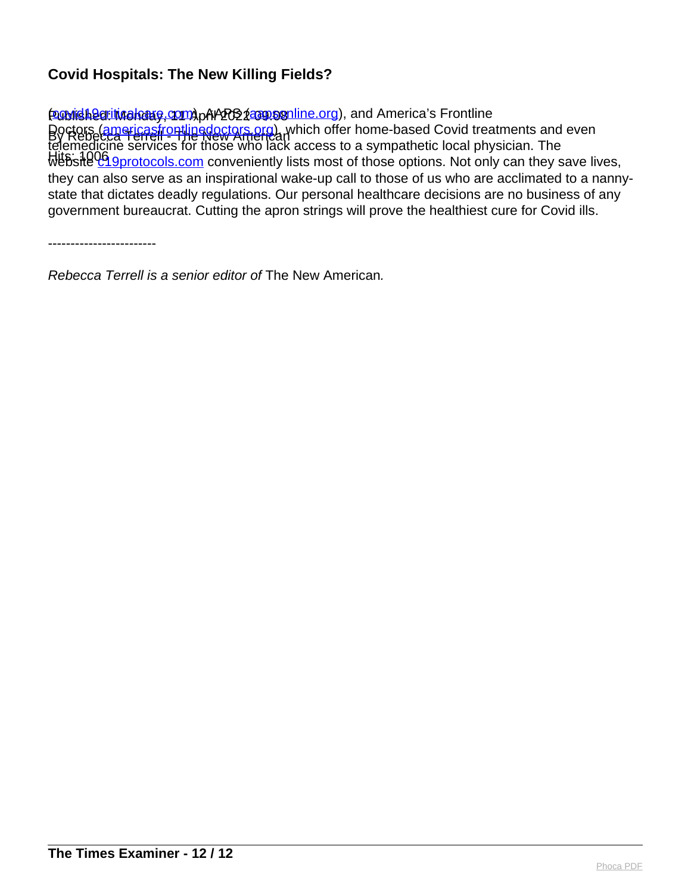### Covid Hospitals: The New Killing Fields?

Published: Monday, 11 April 2022 09:08
By Rebecca Terrell - The New American
Hits: 1006

(covid19criticalcare.com), AAPS (aapsonline.org), and America's Frontline Doctors (americasfrontlinedoctors.org), which offer home-based Covid treatments and even telemedicine services for those who lack access to a sympathetic local physician. The website c19protocols.com conveniently lists most of those options. Not only can they save lives, they can also serve as an inspirational wake-up call to those of us who are acclimated to a nanny-state that dictates deadly regulations. Our personal healthcare decisions are no business of any government bureaucrat. Cutting the apron strings will prove the healthiest cure for Covid ills.

------------------------

*Rebecca Terrell is a senior editor of* The New American.